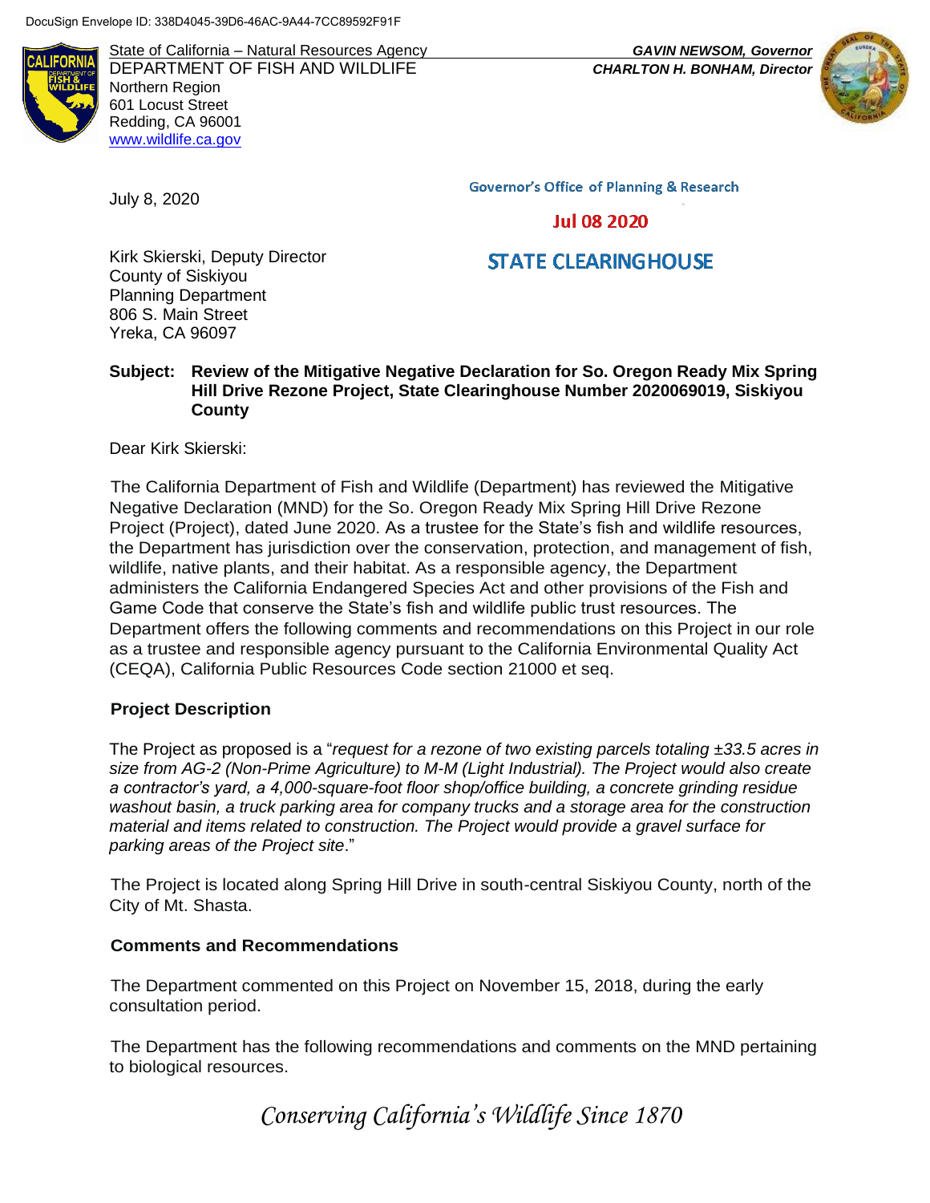DocuSign Envelope ID: 338D4045-39D6-46AC-9A44-7CC89592F91F

State of California – Natural Resources Agency
DEPARTMENT OF FISH AND WILDLIFE
Northern Region
601 Locust Street
Redding, CA 96001
www.wildlife.ca.gov

***GAVIN NEWSOM, Governor***
***CHARLTON H. BONHAM, Director***

July 8, 2020

Governor's Office of Planning & Research

Jul 08 2020

STATE CLEARINGHOUSE

Kirk Skierski, Deputy Director
County of Siskiyou
Planning Department
806 S. Main Street
Yreka, CA 96097

**Subject: Review of the Mitigative Negative Declaration for So. Oregon Ready Mix Spring Hill Drive Rezone Project, State Clearinghouse Number 2020069019, Siskiyou County**

Dear Kirk Skierski:

The California Department of Fish and Wildlife (Department) has reviewed the Mitigative Negative Declaration (MND) for the So. Oregon Ready Mix Spring Hill Drive Rezone Project (Project), dated June 2020. As a trustee for the State's fish and wildlife resources, the Department has jurisdiction over the conservation, protection, and management of fish, wildlife, native plants, and their habitat. As a responsible agency, the Department administers the California Endangered Species Act and other provisions of the Fish and Game Code that conserve the State's fish and wildlife public trust resources. The Department offers the following comments and recommendations on this Project in our role as a trustee and responsible agency pursuant to the California Environmental Quality Act (CEQA), California Public Resources Code section 21000 et seq.

**Project Description**

The Project as proposed is a "*request for a rezone of two existing parcels totaling ±33.5 acres in size from AG-2 (Non-Prime Agriculture) to M-M (Light Industrial). The Project would also create a contractor's yard, a 4,000-square-foot floor shop/office building, a concrete grinding residue washout basin, a truck parking area for company trucks and a storage area for the construction material and items related to construction. The Project would provide a gravel surface for parking areas of the Project site*."

The Project is located along Spring Hill Drive in south-central Siskiyou County, north of the City of Mt. Shasta.

**Comments and Recommendations**

The Department commented on this Project on November 15, 2018, during the early consultation period.

The Department has the following recommendations and comments on the MND pertaining to biological resources.

*Conserving California's Wildlife Since 1870*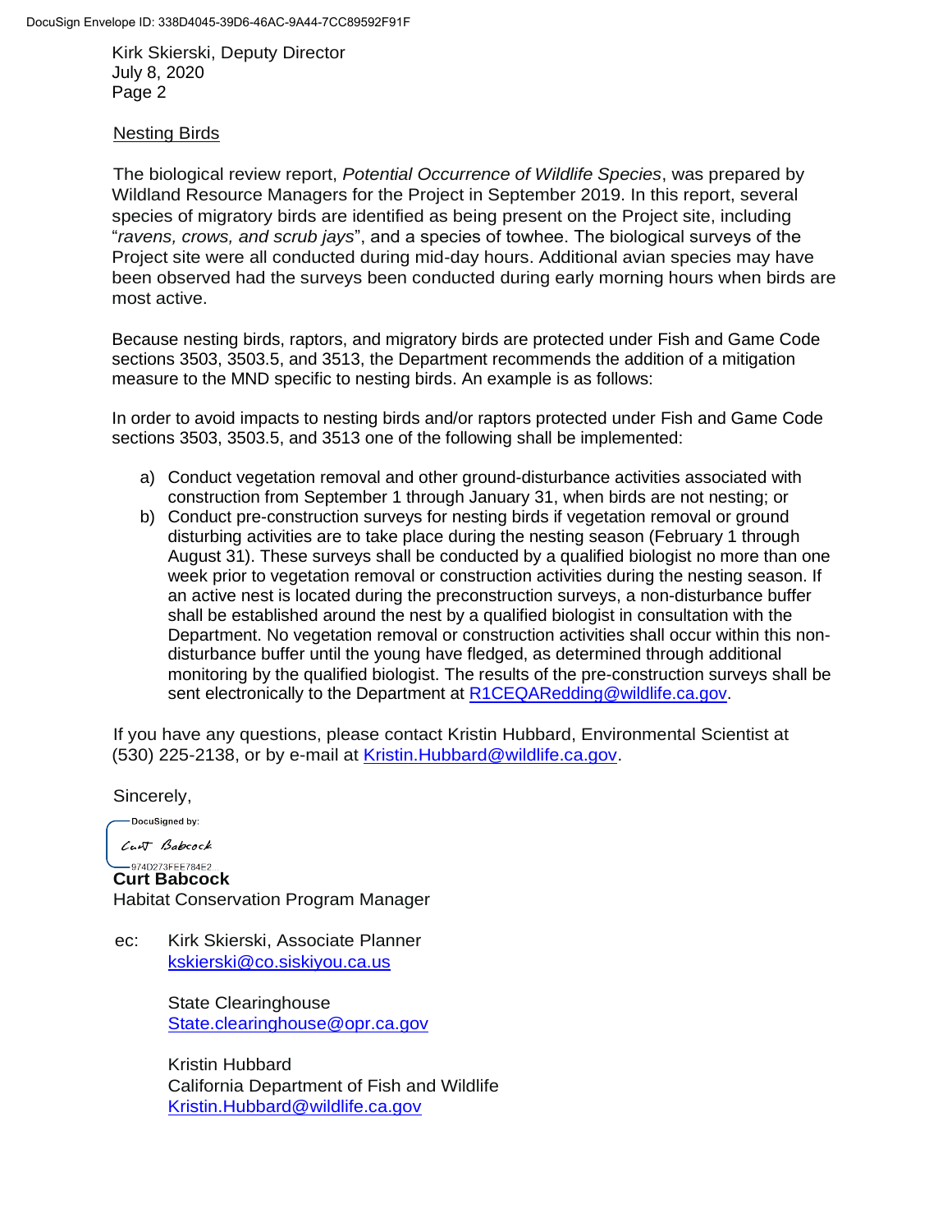Nesting Birds

The biological review report, *Potential Occurrence of Wildlife Species*, was prepared by Wildland Resource Managers for the Project in September 2019. In this report, several species of migratory birds are identified as being present on the Project site, including "*ravens, crows, and scrub jays*", and a species of towhee. The biological surveys of the Project site were all conducted during mid-day hours. Additional avian species may have been observed had the surveys been conducted during early morning hours when birds are most active.

Because nesting birds, raptors, and migratory birds are protected under Fish and Game Code sections 3503, 3503.5, and 3513, the Department recommends the addition of a mitigation measure to the MND specific to nesting birds. An example is as follows:

In order to avoid impacts to nesting birds and/or raptors protected under Fish and Game Code sections 3503, 3503.5, and 3513 one of the following shall be implemented:

a) Conduct vegetation removal and other ground-disturbance activities associated with construction from September 1 through January 31, when birds are not nesting; or
b) Conduct pre-construction surveys for nesting birds if vegetation removal or ground disturbing activities are to take place during the nesting season (February 1 through August 31). These surveys shall be conducted by a qualified biologist no more than one week prior to vegetation removal or construction activities during the nesting season. If an active nest is located during the preconstruction surveys, a non-disturbance buffer shall be established around the nest by a qualified biologist in consultation with the Department. No vegetation removal or construction activities shall occur within this non-disturbance buffer until the young have fledged, as determined through additional monitoring by the qualified biologist. The results of the pre-construction surveys shall be sent electronically to the Department at R1CEQARedding@wildlife.ca.gov.

If you have any questions, please contact Kristin Hubbard, Environmental Scientist at (530) 225-2138, or by e-mail at Kristin.Hubbard@wildlife.ca.gov.

Sincerely,

DocuSigned by:
Curt Babcock
974D273FEE784E2...

**Curt Babcock**
Habitat Conservation Program Manager

ec: Kirk Skierski, Associate Planner
kskierski@co.siskiyou.ca.us

State Clearinghouse
State.clearinghouse@opr.ca.gov

Kristin Hubbard
California Department of Fish and Wildlife
Kristin.Hubbard@wildlife.ca.gov